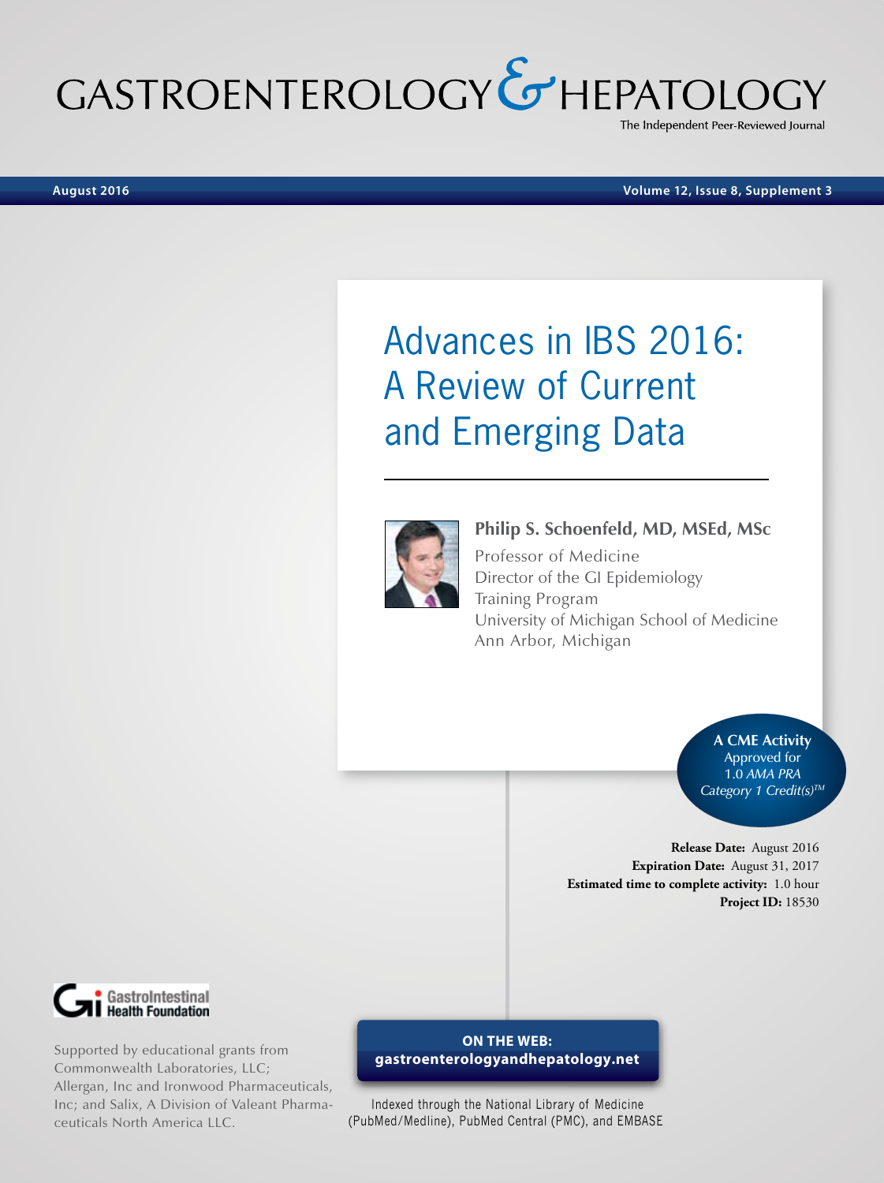# GASTROENTEROLOGY & HEPATOLOGY

The Independent Peer-Reviewed Journal

August 2016 — Volume 12, Issue 8, Supplement 3

# Advances in IBS 2016: A Review of Current and Emerging Data

**Philip S. Schoenfeld, MD, MSEd, MSc**
Professor of Medicine
Director of the GI Epidemiology Training Program
University of Michigan School of Medicine
Ann Arbor, Michigan

**A CME Activity**
Approved for 1.0 *AMA PRA Category 1 Credit(s)*™

**Release Date:** August 2016
**Expiration Date:** August 31, 2017
**Estimated time to complete activity:** 1.0 hour
**Project ID:** 18530

GastroIntestinal Health Foundation

Supported by educational grants from Commonwealth Laboratories, LLC; Allergan, Inc and Ironwood Pharmaceuticals, Inc; and Salix, A Division of Valeant Pharmaceuticals North America LLC.

**ON THE WEB:**
**gastroenterologyandhepatology.net**

Indexed through the National Library of Medicine (PubMed/Medline), PubMed Central (PMC), and EMBASE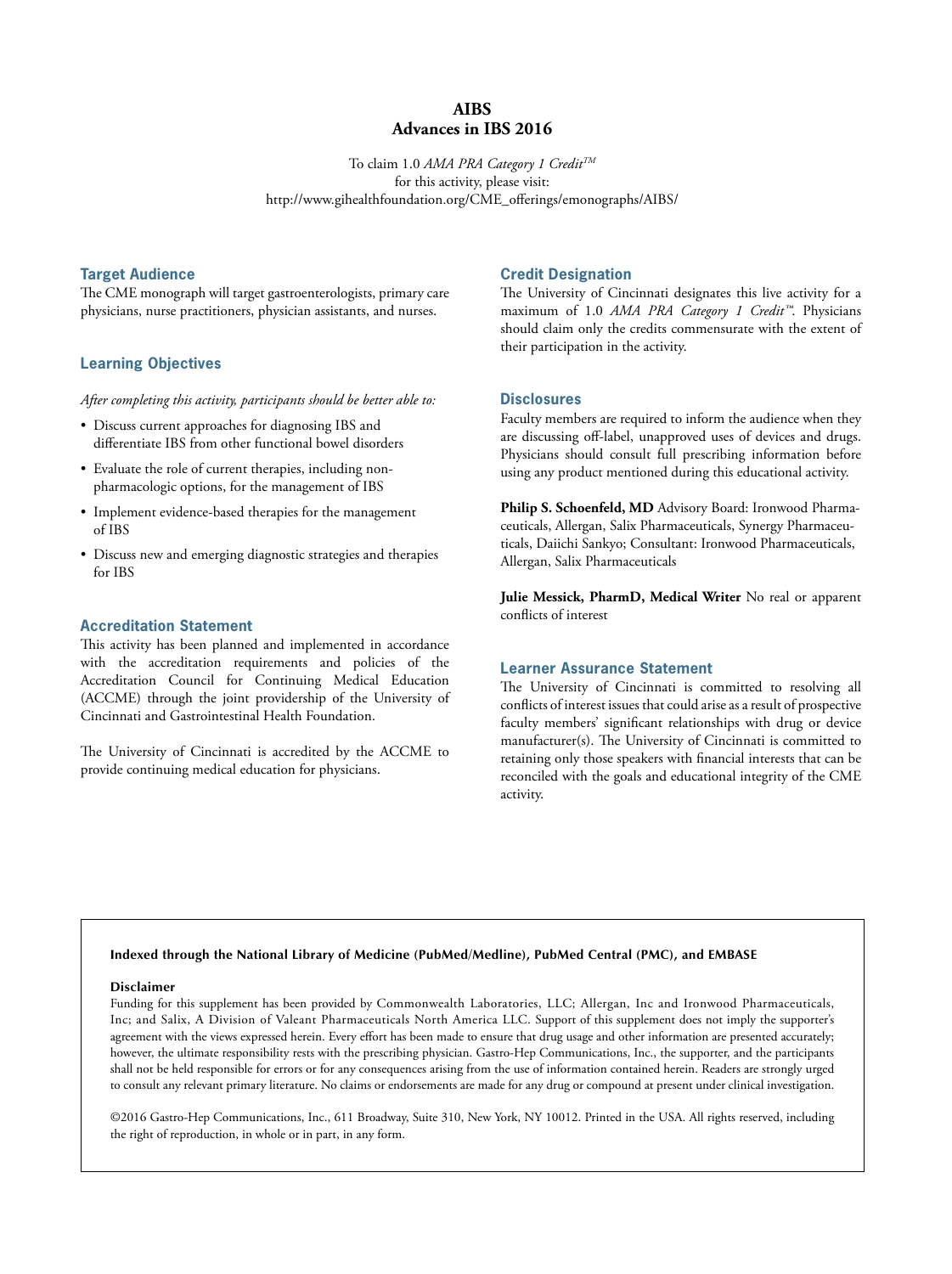# AIBS
# Advances in IBS 2016

To claim 1.0 *AMA PRA Category 1 Credit™* for this activity, please visit: http://www.gihealthfoundation.org/CME_offerings/emonographs/AIBS/

## Target Audience

The CME monograph will target gastroenterologists, primary care physicians, nurse practitioners, physician assistants, and nurses.

## Learning Objectives

*After completing this activity, participants should be better able to:*

- Discuss current approaches for diagnosing IBS and differentiate IBS from other functional bowel disorders
- Evaluate the role of current therapies, including non-pharmacologic options, for the management of IBS
- Implement evidence-based therapies for the management of IBS
- Discuss new and emerging diagnostic strategies and therapies for IBS

## Accreditation Statement

This activity has been planned and implemented in accordance with the accreditation requirements and policies of the Accreditation Council for Continuing Medical Education (ACCME) through the joint providership of the University of Cincinnati and Gastrointestinal Health Foundation.

The University of Cincinnati is accredited by the ACCME to provide continuing medical education for physicians.

## Credit Designation

The University of Cincinnati designates this live activity for a maximum of 1.0 *AMA PRA Category 1 Credit™*. Physicians should claim only the credits commensurate with the extent of their participation in the activity.

## Disclosures

Faculty members are required to inform the audience when they are discussing off-label, unapproved uses of devices and drugs. Physicians should consult full prescribing information before using any product mentioned during this educational activity.

**Philip S. Schoenfeld, MD** Advisory Board: Ironwood Pharmaceuticals, Allergan, Salix Pharmaceuticals, Synergy Pharmaceuticals, Daiichi Sankyo; Consultant: Ironwood Pharmaceuticals, Allergan, Salix Pharmaceuticals

**Julie Messick, PharmD, Medical Writer** No real or apparent conflicts of interest

## Learner Assurance Statement

The University of Cincinnati is committed to resolving all conflicts of interest issues that could arise as a result of prospective faculty members' significant relationships with drug or device manufacturer(s). The University of Cincinnati is committed to retaining only those speakers with financial interests that can be reconciled with the goals and educational integrity of the CME activity.

**Indexed through the National Library of Medicine (PubMed/Medline), PubMed Central (PMC), and EMBASE**

**Disclaimer**

Funding for this supplement has been provided by Commonwealth Laboratories, LLC; Allergan, Inc and Ironwood Pharmaceuticals, Inc; and Salix, A Division of Valeant Pharmaceuticals North America LLC. Support of this supplement does not imply the supporter's agreement with the views expressed herein. Every effort has been made to ensure that drug usage and other information are presented accurately; however, the ultimate responsibility rests with the prescribing physician. Gastro-Hep Communications, Inc., the supporter, and the participants shall not be held responsible for errors or for any consequences arising from the use of information contained herein. Readers are strongly urged to consult any relevant primary literature. No claims or endorsements are made for any drug or compound at present under clinical investigation.

©2016 Gastro-Hep Communications, Inc., 611 Broadway, Suite 310, New York, NY 10012. Printed in the USA. All rights reserved, including the right of reproduction, in whole or in part, in any form.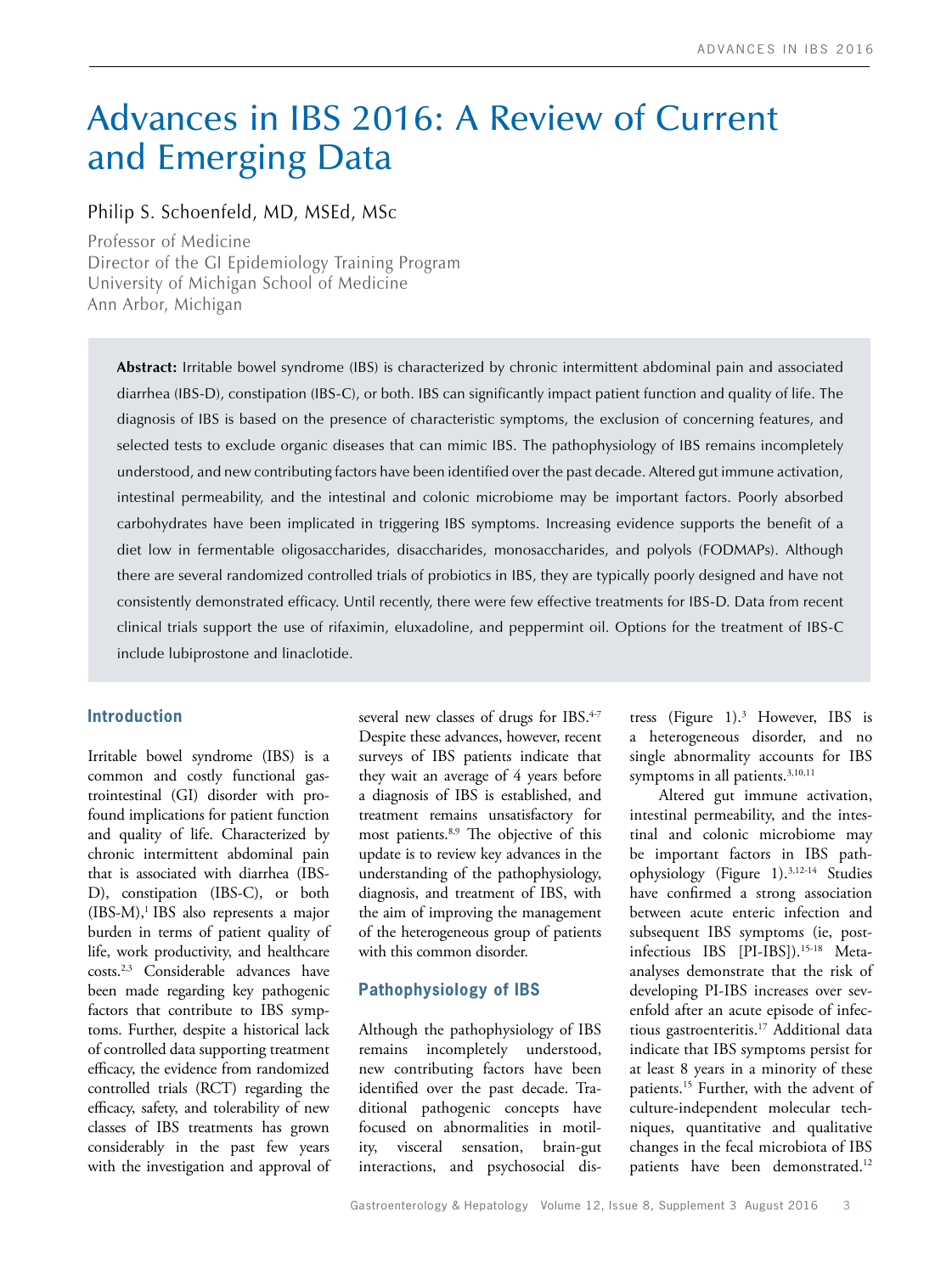# Advances in IBS 2016: A Review of Current and Emerging Data

Philip S. Schoenfeld, MD, MSEd, MSc

Professor of Medicine
Director of the GI Epidemiology Training Program
University of Michigan School of Medicine
Ann Arbor, Michigan

**Abstract:** Irritable bowel syndrome (IBS) is characterized by chronic intermittent abdominal pain and associated diarrhea (IBS-D), constipation (IBS-C), or both. IBS can significantly impact patient function and quality of life. The diagnosis of IBS is based on the presence of characteristic symptoms, the exclusion of concerning features, and selected tests to exclude organic diseases that can mimic IBS. The pathophysiology of IBS remains incompletely understood, and new contributing factors have been identified over the past decade. Altered gut immune activation, intestinal permeability, and the intestinal and colonic microbiome may be important factors. Poorly absorbed carbohydrates have been implicated in triggering IBS symptoms. Increasing evidence supports the benefit of a diet low in fermentable oligosaccharides, disaccharides, monosaccharides, and polyols (FODMAPs). Although there are several randomized controlled trials of probiotics in IBS, they are typically poorly designed and have not consistently demonstrated efficacy. Until recently, there were few effective treatments for IBS-D. Data from recent clinical trials support the use of rifaximin, eluxadoline, and peppermint oil. Options for the treatment of IBS-C include lubiprostone and linaclotide.

## Introduction

Irritable bowel syndrome (IBS) is a common and costly functional gastrointestinal (GI) disorder with profound implications for patient function and quality of life. Characterized by chronic intermittent abdominal pain that is associated with diarrhea (IBS-D), constipation (IBS-C), or both (IBS-M),[1] IBS also represents a major burden in terms of patient quality of life, work productivity, and healthcare costs.[2,3] Considerable advances have been made regarding key pathogenic factors that contribute to IBS symptoms. Further, despite a historical lack of controlled data supporting treatment efficacy, the evidence from randomized controlled trials (RCT) regarding the efficacy, safety, and tolerability of new classes of IBS treatments has grown considerably in the past few years with the investigation and approval of several new classes of drugs for IBS.[4-7] Despite these advances, however, recent surveys of IBS patients indicate that they wait an average of 4 years before a diagnosis of IBS is established, and treatment remains unsatisfactory for most patients.[8,9] The objective of this update is to review key advances in the understanding of the pathophysiology, diagnosis, and treatment of IBS, with the aim of improving the management of the heterogeneous group of patients with this common disorder.

## Pathophysiology of IBS

Although the pathophysiology of IBS remains incompletely understood, new contributing factors have been identified over the past decade. Traditional pathogenic concepts have focused on abnormalities in motility, visceral sensation, brain-gut interactions, and psychosocial distress (Figure 1).[3] However, IBS is a heterogeneous disorder, and no single abnormality accounts for IBS symptoms in all patients.[3,10,11]

Altered gut immune activation, intestinal permeability, and the intestinal and colonic microbiome may be important factors in IBS pathophysiology (Figure 1).[3,12-14] Studies have confirmed a strong association between acute enteric infection and subsequent IBS symptoms (ie, post-infectious IBS [PI-IBS]).[15-18] Meta-analyses demonstrate that the risk of developing PI-IBS increases over sevenfold after an acute episode of infectious gastroenteritis.[17] Additional data indicate that IBS symptoms persist for at least 8 years in a minority of these patients.[15] Further, with the advent of culture-independent molecular techniques, quantitative and qualitative changes in the fecal microbiota of IBS patients have been demonstrated.[12]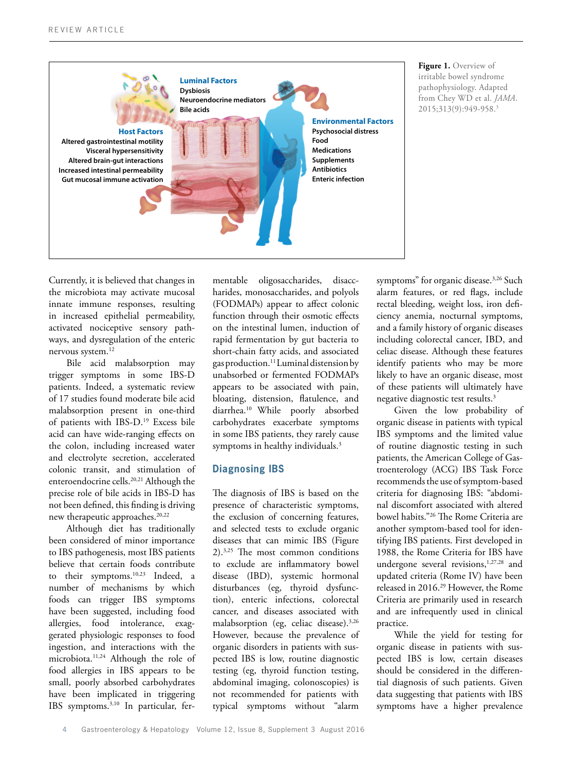**Luminal Factors**
Dysbiosis
Neuroendocrine mediators
Bile acids

**Host Factors**
Altered gastrointestinal motility
Visceral hypersensitivity
Altered brain-gut interactions
Increased intestinal permeability
Gut mucosal immune activation

**Environmental Factors**
Psychosocial distress
Food
Medications
Supplements
Antibiotics
Enteric infection

**Figure 1.** Overview of irritable bowel syndrome pathophysiology. Adapted from Chey WD et al. *JAMA*. 2015;313(9):949-958.[3]

Currently, it is believed that changes in the microbiota may activate mucosal innate immune responses, resulting in increased epithelial permeability, activated nociceptive sensory pathways, and dysregulation of the enteric nervous system.[12]

Bile acid malabsorption may trigger symptoms in some IBS-D patients. Indeed, a systematic review of 17 studies found moderate bile acid malabsorption present in one-third of patients with IBS-D.[19] Excess bile acid can have wide-ranging effects on the colon, including increased water and electrolyte secretion, accelerated colonic transit, and stimulation of enteroendocrine cells.[20,21] Although the precise role of bile acids in IBS-D has not been defined, this finding is driving new therapeutic approaches.[20,22]

Although diet has traditionally been considered of minor importance to IBS pathogenesis, most IBS patients believe that certain foods contribute to their symptoms.[10,23] Indeed, a number of mechanisms by which foods can trigger IBS symptoms have been suggested, including food allergies, food intolerance, exaggerated physiologic responses to food ingestion, and interactions with the microbiota.[11,24] Although the role of food allergies in IBS appears to be small, poorly absorbed carbohydrates have been implicated in triggering IBS symptoms.[3,10] In particular, fermentable oligosaccharides, disaccharides, monosaccharides, and polyols (FODMAPs) appear to affect colonic function through their osmotic effects on the intestinal lumen, induction of rapid fermentation by gut bacteria to short-chain fatty acids, and associated gas production.[11] Luminal distension by unabsorbed or fermented FODMAPs appears to be associated with pain, bloating, distension, flatulence, and diarrhea.[10] While poorly absorbed carbohydrates exacerbate symptoms in some IBS patients, they rarely cause symptoms in healthy individuals.[3]

## Diagnosing IBS

The diagnosis of IBS is based on the presence of characteristic symptoms, the exclusion of concerning features, and selected tests to exclude organic diseases that can mimic IBS (Figure 2).[3,25] The most common conditions to exclude are inflammatory bowel disease (IBD), systemic hormonal disturbances (eg, thyroid dysfunction), enteric infections, colorectal cancer, and diseases associated with malabsorption (eg, celiac disease).[3,26] However, because the prevalence of organic disorders in patients with suspected IBS is low, routine diagnostic testing (eg, thyroid function testing, abdominal imaging, colonoscopies) is not recommended for patients with typical symptoms without "alarm symptoms" for organic disease.[3,26] Such alarm features, or red flags, include rectal bleeding, weight loss, iron deficiency anemia, nocturnal symptoms, and a family history of organic diseases including colorectal cancer, IBD, and celiac disease. Although these features identify patients who may be more likely to have an organic disease, most of these patients will ultimately have negative diagnostic test results.[3]

Given the low probability of organic disease in patients with typical IBS symptoms and the limited value of routine diagnostic testing in such patients, the American College of Gastroenterology (ACG) IBS Task Force recommends the use of symptom-based criteria for diagnosing IBS: "abdominal discomfort associated with altered bowel habits."[26] The Rome Criteria are another symptom-based tool for identifying IBS patients. First developed in 1988, the Rome Criteria for IBS have undergone several revisions,[1,27,28] and updated criteria (Rome IV) have been released in 2016.[29] However, the Rome Criteria are primarily used in research and are infrequently used in clinical practice.

While the yield for testing for organic disease in patients with suspected IBS is low, certain diseases should be considered in the differential diagnosis of such patients. Given data suggesting that patients with IBS symptoms have a higher prevalence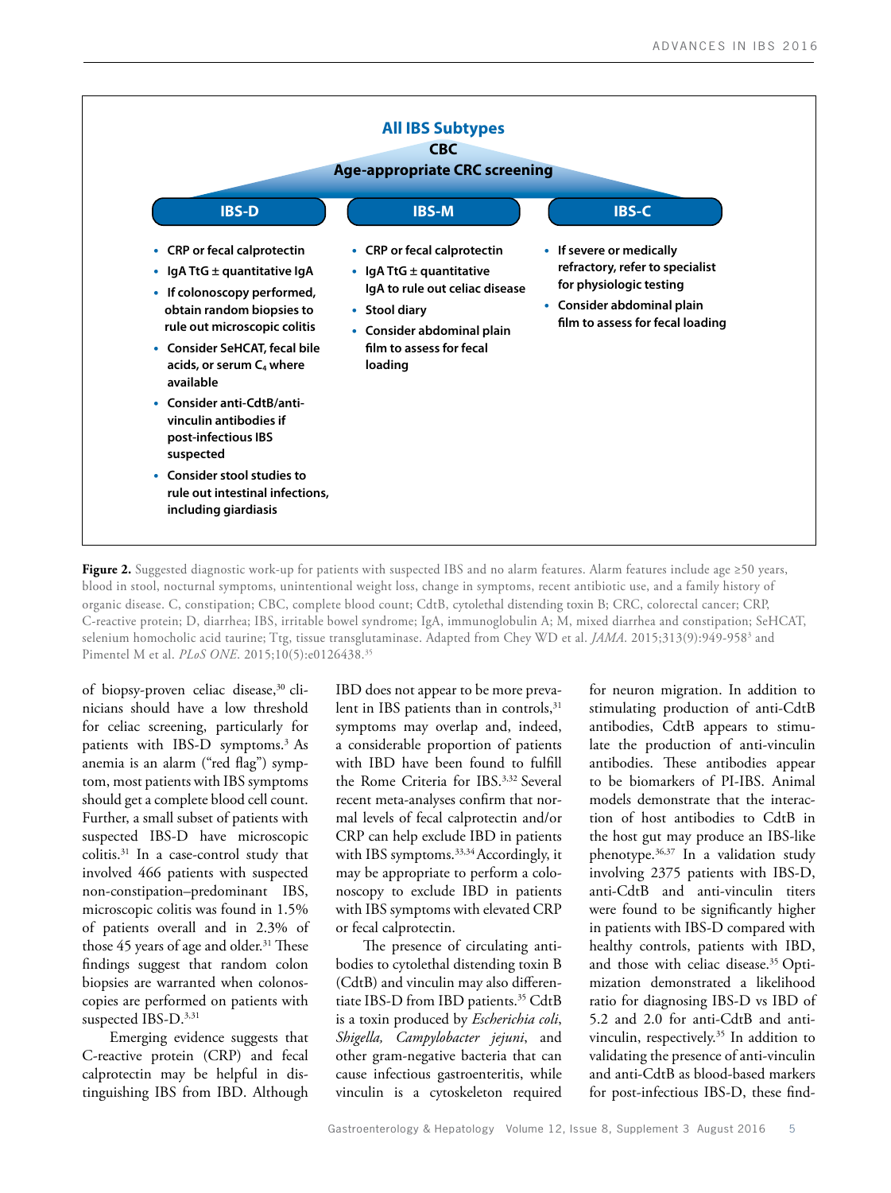**All IBS Subtypes**

**CBC**

**Age-appropriate CRC screening**

**IBS-D**

- CRP or fecal calprotectin
- IgA TtG ± quantitative IgA
- If colonoscopy performed, obtain random biopsies to rule out microscopic colitis
- Consider SeHCAT, fecal bile acids, or serum $C_4$ where available
- Consider anti-CdtB/anti-vinculin antibodies if post-infectious IBS suspected
- Consider stool studies to rule out intestinal infections, including giardiasis

**IBS-M**

- CRP or fecal calprotectin
- IgA TtG ± quantitative IgA to rule out celiac disease
- Stool diary
- Consider abdominal plain film to assess for fecal loading

**IBS-C**

- If severe or medically refractory, refer to specialist for physiologic testing
- Consider abdominal plain film to assess for fecal loading

**Figure 2.** Suggested diagnostic work-up for patients with suspected IBS and no alarm features. Alarm features include age ≥50 years, blood in stool, nocturnal symptoms, unintentional weight loss, change in symptoms, recent antibiotic use, and a family history of organic disease. C, constipation; CBC, complete blood count; CdtB, cytolethal distending toxin B; CRC, colorectal cancer; CRP, C-reactive protein; D, diarrhea; IBS, irritable bowel syndrome; IgA, immunoglobulin A; M, mixed diarrhea and constipation; SeHCAT, selenium homocholic acid taurine; Ttg, tissue transglutaminase. Adapted from Chey WD et al. *JAMA*. 2015;313(9):949-958[3] and Pimentel M et al. *PLoS ONE*. 2015;10(5):e0126438.[35]

of biopsy-proven celiac disease,[30] clinicians should have a low threshold for celiac screening, particularly for patients with IBS-D symptoms.[3] As anemia is an alarm ("red flag") symptom, most patients with IBS symptoms should get a complete blood cell count. Further, a small subset of patients with suspected IBS-D have microscopic colitis.[31] In a case-control study that involved 466 patients with suspected non-constipation–predominant IBS, microscopic colitis was found in 1.5% of patients overall and in 2.3% of those 45 years of age and older.[31] These findings suggest that random colon biopsies are warranted when colonoscopies are performed on patients with suspected IBS-D.[3,31]

Emerging evidence suggests that C-reactive protein (CRP) and fecal calprotectin may be helpful in distinguishing IBS from IBD. Although IBD does not appear to be more prevalent in IBS patients than in controls,[31] symptoms may overlap and, indeed, a considerable proportion of patients with IBD have been found to fulfill the Rome Criteria for IBS.[3,32] Several recent meta-analyses confirm that normal levels of fecal calprotectin and/or CRP can help exclude IBD in patients with IBS symptoms.[33,34] Accordingly, it may be appropriate to perform a colonoscopy to exclude IBD in patients with IBS symptoms with elevated CRP or fecal calprotectin.

The presence of circulating antibodies to cytolethal distending toxin B (CdtB) and vinculin may also differentiate IBS-D from IBD patients.[35] CdtB is a toxin produced by *Escherichia coli*, *Shigella, Campylobacter jejuni*, and other gram-negative bacteria that can cause infectious gastroenteritis, while vinculin is a cytoskeleton required for neuron migration. In addition to stimulating production of anti-CdtB antibodies, CdtB appears to stimulate the production of anti-vinculin antibodies. These antibodies appear to be biomarkers of PI-IBS. Animal models demonstrate that the interaction of host antibodies to CdtB in the host gut may produce an IBS-like phenotype.[36,37] In a validation study involving 2375 patients with IBS-D, anti-CdtB and anti-vinculin titers were found to be significantly higher in patients with IBS-D compared with healthy controls, patients with IBD, and those with celiac disease.[35] Optimization demonstrated a likelihood ratio for diagnosing IBS-D vs IBD of 5.2 and 2.0 for anti-CdtB and anti-vinculin, respectively.[35] In addition to validating the presence of anti-vinculin and anti-CdtB as blood-based markers for post-infectious IBS-D, these find-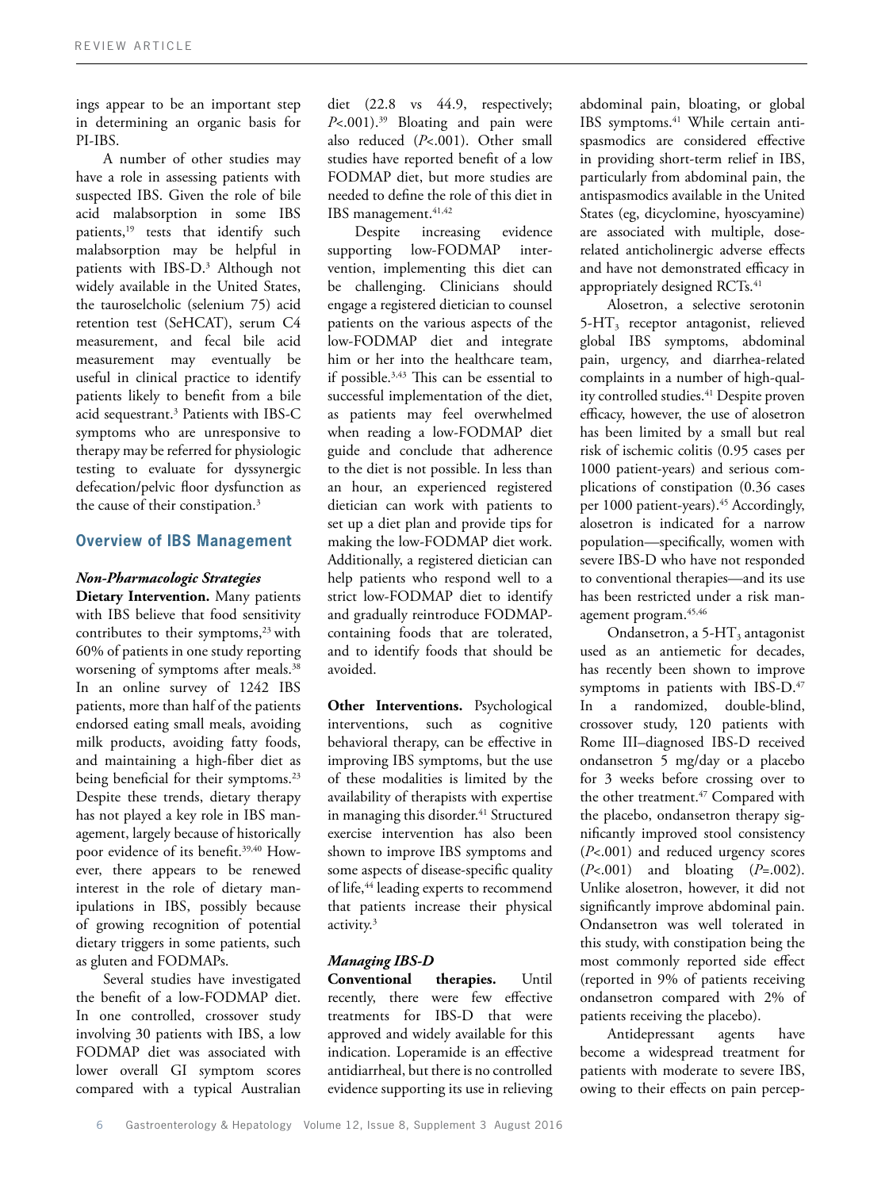ings appear to be an important step in determining an organic basis for PI-IBS.

A number of other studies may have a role in assessing patients with suspected IBS. Given the role of bile acid malabsorption in some IBS patients,[19] tests that identify such malabsorption may be helpful in patients with IBS-D.[3] Although not widely available in the United States, the tauroselcholic (selenium 75) acid retention test (SeHCAT), serum C4 measurement, and fecal bile acid measurement may eventually be useful in clinical practice to identify patients likely to benefit from a bile acid sequestrant.[3] Patients with IBS-C symptoms who are unresponsive to therapy may be referred for physiologic testing to evaluate for dyssynergic defecation/pelvic floor dysfunction as the cause of their constipation.[3]

## Overview of IBS Management

### *Non-Pharmacologic Strategies*

**Dietary Intervention.** Many patients with IBS believe that food sensitivity contributes to their symptoms,[23] with 60% of patients in one study reporting worsening of symptoms after meals.[38] In an online survey of 1242 IBS patients, more than half of the patients endorsed eating small meals, avoiding milk products, avoiding fatty foods, and maintaining a high-fiber diet as being beneficial for their symptoms.[23] Despite these trends, dietary therapy has not played a key role in IBS management, largely because of historically poor evidence of its benefit.[39,40] However, there appears to be renewed interest in the role of dietary manipulations in IBS, possibly because of growing recognition of potential dietary triggers in some patients, such as gluten and FODMAPs.

Several studies have investigated the benefit of a low-FODMAP diet. In one controlled, crossover study involving 30 patients with IBS, a low FODMAP diet was associated with lower overall GI symptom scores compared with a typical Australian diet (22.8 vs 44.9, respectively; *P*<.001).[39] Bloating and pain were also reduced (*P*<.001). Other small studies have reported benefit of a low FODMAP diet, but more studies are needed to define the role of this diet in IBS management.[41,42]

Despite increasing evidence supporting low-FODMAP intervention, implementing this diet can be challenging. Clinicians should engage a registered dietician to counsel patients on the various aspects of the low-FODMAP diet and integrate him or her into the healthcare team, if possible.[3,43] This can be essential to successful implementation of the diet, as patients may feel overwhelmed when reading a low-FODMAP diet guide and conclude that adherence to the diet is not possible. In less than an hour, an experienced registered dietician can work with patients to set up a diet plan and provide tips for making the low-FODMAP diet work. Additionally, a registered dietician can help patients who respond well to a strict low-FODMAP diet to identify and gradually reintroduce FODMAP-containing foods that are tolerated, and to identify foods that should be avoided.

**Other Interventions.** Psychological interventions, such as cognitive behavioral therapy, can be effective in improving IBS symptoms, but the use of these modalities is limited by the availability of therapists with expertise in managing this disorder.[41] Structured exercise intervention has also been shown to improve IBS symptoms and some aspects of disease-specific quality of life,[44] leading experts to recommend that patients increase their physical activity.[3]

### *Managing IBS-D*

**Conventional therapies.** Until recently, there were few effective treatments for IBS-D that were approved and widely available for this indication. Loperamide is an effective antidiarrheal, but there is no controlled evidence supporting its use in relieving abdominal pain, bloating, or global IBS symptoms.[41] While certain antispasmodics are considered effective in providing short-term relief in IBS, particularly from abdominal pain, the antispasmodics available in the United States (eg, dicyclomine, hyoscyamine) are associated with multiple, dose-related anticholinergic adverse effects and have not demonstrated efficacy in appropriately designed RCTs.[41]

Alosetron, a selective serotonin 5-$HT_3$ receptor antagonist, relieved global IBS symptoms, abdominal pain, urgency, and diarrhea-related complaints in a number of high-quality controlled studies.[41] Despite proven efficacy, however, the use of alosetron has been limited by a small but real risk of ischemic colitis (0.95 cases per 1000 patient-years) and serious complications of constipation (0.36 cases per 1000 patient-years).[45] Accordingly, alosetron is indicated for a narrow population—specifically, women with severe IBS-D who have not responded to conventional therapies—and its use has been restricted under a risk management program.[45,46]

Ondansetron, a 5-$HT_3$ antagonist used as an antiemetic for decades, has recently been shown to improve symptoms in patients with IBS-D.[47] In a randomized, double-blind, crossover study, 120 patients with Rome III–diagnosed IBS-D received ondansetron 5 mg/day or a placebo for 3 weeks before crossing over to the other treatment.[47] Compared with the placebo, ondansetron therapy significantly improved stool consistency (*P*<.001) and reduced urgency scores (*P*<.001) and bloating (*P*=.002). Unlike alosetron, however, it did not significantly improve abdominal pain. Ondansetron was well tolerated in this study, with constipation being the most commonly reported side effect (reported in 9% of patients receiving ondansetron compared with 2% of patients receiving the placebo).

Antidepressant agents have become a widespread treatment for patients with moderate to severe IBS, owing to their effects on pain percep-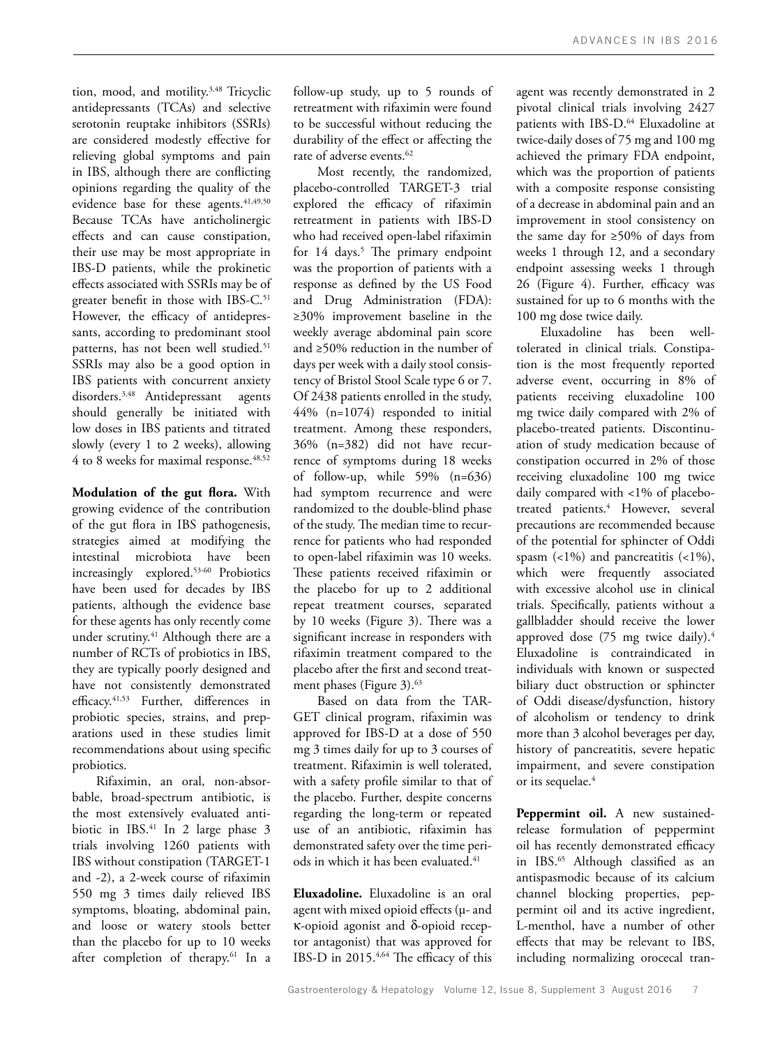tion, mood, and motility.[3,48] Tricyclic antidepressants (TCAs) and selective serotonin reuptake inhibitors (SSRIs) are considered modestly effective for relieving global symptoms and pain in IBS, although there are conflicting opinions regarding the quality of the evidence base for these agents.[41,49,50] Because TCAs have anticholinergic effects and can cause constipation, their use may be most appropriate in IBS-D patients, while the prokinetic effects associated with SSRIs may be of greater benefit in those with IBS-C.[51] However, the efficacy of antidepressants, according to predominant stool patterns, has not been well studied.[51] SSRIs may also be a good option in IBS patients with concurrent anxiety disorders.[3,48] Antidepressant agents should generally be initiated with low doses in IBS patients and titrated slowly (every 1 to 2 weeks), allowing 4 to 8 weeks for maximal response.[48,52]

**Modulation of the gut flora.** With growing evidence of the contribution of the gut flora in IBS pathogenesis, strategies aimed at modifying the intestinal microbiota have been increasingly explored.[53-60] Probiotics have been used for decades by IBS patients, although the evidence base for these agents has only recently come under scrutiny.[41] Although there are a number of RCTs of probiotics in IBS, they are typically poorly designed and have not consistently demonstrated efficacy.[41,53] Further, differences in probiotic species, strains, and preparations used in these studies limit recommendations about using specific probiotics.

Rifaximin, an oral, non-absorbable, broad-spectrum antibiotic, is the most extensively evaluated antibiotic in IBS.[41] In 2 large phase 3 trials involving 1260 patients with IBS without constipation (TARGET-1 and -2), a 2-week course of rifaximin 550 mg 3 times daily relieved IBS symptoms, bloating, abdominal pain, and loose or watery stools better than the placebo for up to 10 weeks after completion of therapy.[61] In a follow-up study, up to 5 rounds of retreatment with rifaximin were found to be successful without reducing the durability of the effect or affecting the rate of adverse events.[62]

Most recently, the randomized, placebo-controlled TARGET-3 trial explored the efficacy of rifaximin retreatment in patients with IBS-D who had received open-label rifaximin for 14 days.[5] The primary endpoint was the proportion of patients with a response as defined by the US Food and Drug Administration (FDA): ≥30% improvement baseline in the weekly average abdominal pain score and ≥50% reduction in the number of days per week with a daily stool consistency of Bristol Stool Scale type 6 or 7. Of 2438 patients enrolled in the study, 44% (n=1074) responded to initial treatment. Among these responders, 36% (n=382) did not have recurrence of symptoms during 18 weeks of follow-up, while 59% (n=636) had symptom recurrence and were randomized to the double-blind phase of the study. The median time to recurrence for patients who had responded to open-label rifaximin was 10 weeks. These patients received rifaximin or the placebo for up to 2 additional repeat treatment courses, separated by 10 weeks (Figure 3). There was a significant increase in responders with rifaximin treatment compared to the placebo after the first and second treatment phases (Figure 3).[63]

Based on data from the TARGET clinical program, rifaximin was approved for IBS-D at a dose of 550 mg 3 times daily for up to 3 courses of treatment. Rifaximin is well tolerated, with a safety profile similar to that of the placebo. Further, despite concerns regarding the long-term or repeated use of an antibiotic, rifaximin has demonstrated safety over the time periods in which it has been evaluated.[41]

**Eluxadoline.** Eluxadoline is an oral agent with mixed opioid effects (μ- and κ-opioid agonist and δ-opioid receptor antagonist) that was approved for IBS-D in 2015.[4,64] The efficacy of this agent was recently demonstrated in 2 pivotal clinical trials involving 2427 patients with IBS-D.[64] Eluxadoline at twice-daily doses of 75 mg and 100 mg achieved the primary FDA endpoint, which was the proportion of patients with a composite response consisting of a decrease in abdominal pain and an improvement in stool consistency on the same day for ≥50% of days from weeks 1 through 12, and a secondary endpoint assessing weeks 1 through 26 (Figure 4). Further, efficacy was sustained for up to 6 months with the 100 mg dose twice daily.

Eluxadoline has been well-tolerated in clinical trials. Constipation is the most frequently reported adverse event, occurring in 8% of patients receiving eluxadoline 100 mg twice daily compared with 2% of placebo-treated patients. Discontinuation of study medication because of constipation occurred in 2% of those receiving eluxadoline 100 mg twice daily compared with <1% of placebo-treated patients.[4] However, several precautions are recommended because of the potential for sphincter of Oddi spasm (<1%) and pancreatitis (<1%), which were frequently associated with excessive alcohol use in clinical trials. Specifically, patients without a gallbladder should receive the lower approved dose (75 mg twice daily).[4] Eluxadoline is contraindicated in individuals with known or suspected biliary duct obstruction or sphincter of Oddi disease/dysfunction, history of alcoholism or tendency to drink more than 3 alcohol beverages per day, history of pancreatitis, severe hepatic impairment, and severe constipation or its sequelae.[4]

**Peppermint oil.** A new sustained-release formulation of peppermint oil has recently demonstrated efficacy in IBS.[65] Although classified as an antispasmodic because of its calcium channel blocking properties, peppermint oil and its active ingredient, L-menthol, have a number of other effects that may be relevant to IBS, including normalizing orocecal tran-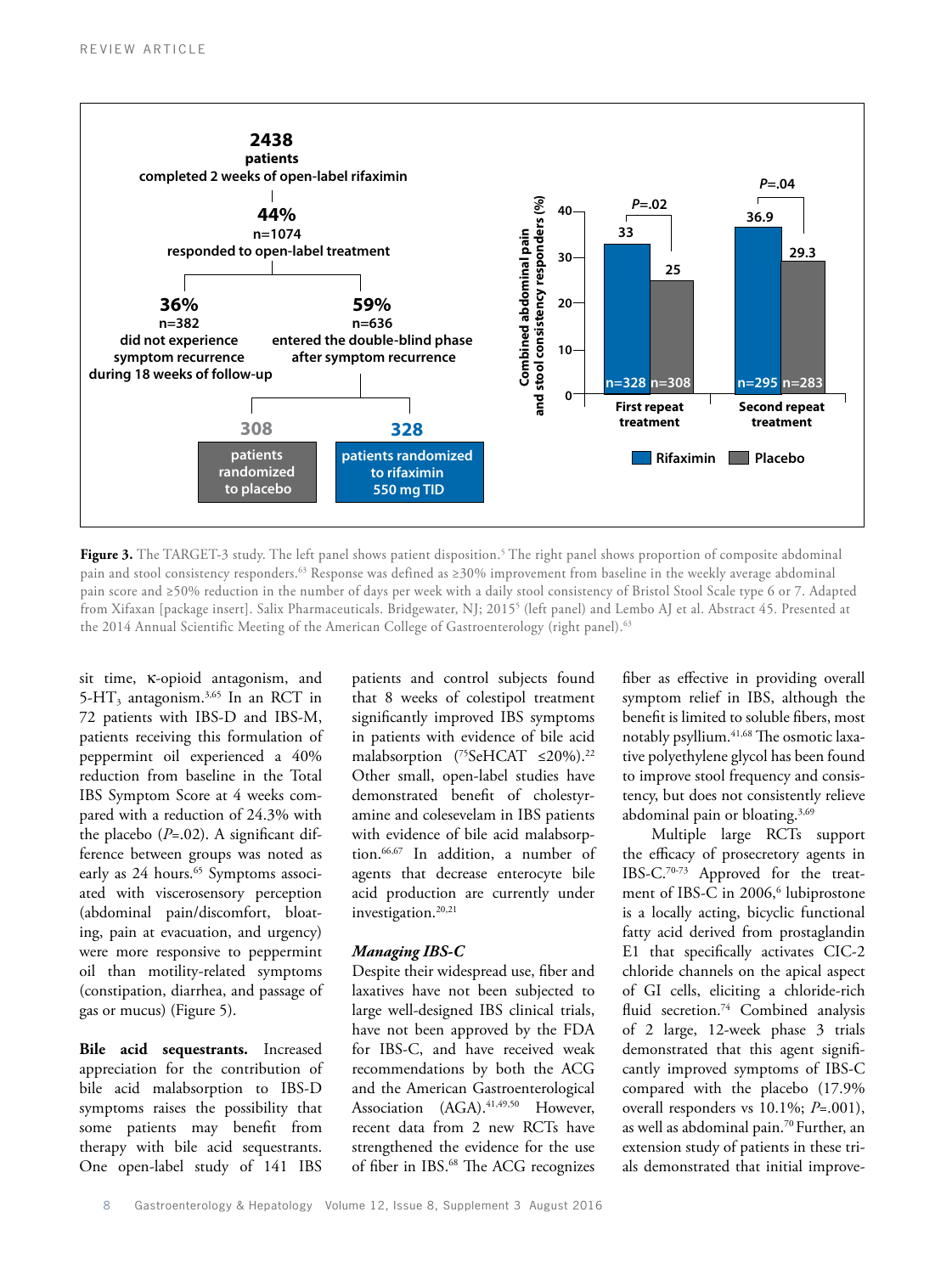2438 patients completed 2 weeks of open-label rifaximin

44% n=1074 responded to open-label treatment

36% n=382 did not experience symptom recurrence during 18 weeks of follow-up

59% n=636 entered the double-blind phase after symptom recurrence

308 patients randomized to placebo

328 patients randomized to rifaximin 550 mg TID

Combined abdominal pain and stool consistency responders (%)

| | Rifaximin | Placebo | P |
|---|---|---|---|
| First repeat treatment | 33 (n=328) | 25 (n=308) | P=.02 |
| Second repeat treatment | 36.9 (n=295) | 29.3 (n=283) | P=.04 |

**Figure 3.** The TARGET-3 study. The left panel shows patient disposition.[5] The right panel shows proportion of composite abdominal pain and stool consistency responders.[63] Response was defined as ≥30% improvement from baseline in the weekly average abdominal pain score and ≥50% reduction in the number of days per week with a daily stool consistency of Bristol Stool Scale type 6 or 7. Adapted from Xifaxan [package insert]. Salix Pharmaceuticals. Bridgewater, NJ; 2015[5] (left panel) and Lembo AJ et al. Abstract 45. Presented at the 2014 Annual Scientific Meeting of the American College of Gastroenterology (right panel).[63]

sit time, κ-opioid antagonism, and 5-$HT_3$ antagonism.[3,65] In an RCT in 72 patients with IBS-D and IBS-M, patients receiving this formulation of peppermint oil experienced a 40% reduction from baseline in the Total IBS Symptom Score at 4 weeks compared with a reduction of 24.3% with the placebo (*P*=.02). A significant difference between groups was noted as early as 24 hours.[65] Symptoms associated with viscerosensory perception (abdominal pain/discomfort, bloating, pain at evacuation, and urgency) were more responsive to peppermint oil than motility-related symptoms (constipation, diarrhea, and passage of gas or mucus) (Figure 5).

**Bile acid sequestrants.** Increased appreciation for the contribution of bile acid malabsorption to IBS-D symptoms raises the possibility that some patients may benefit from therapy with bile acid sequestrants. One open-label study of 141 IBS patients and control subjects found that 8 weeks of colestipol treatment significantly improved IBS symptoms in patients with evidence of bile acid malabsorption ($^{75}$SeHCAT ≤20%).[22] Other small, open-label studies have demonstrated benefit of cholestyramine and colesevelam in IBS patients with evidence of bile acid malabsorption.[66,67] In addition, a number of agents that decrease enterocyte bile acid production are currently under investigation.[20,21]

### *Managing IBS-C*

Despite their widespread use, fiber and laxatives have not been subjected to large well-designed IBS clinical trials, have not been approved by the FDA for IBS-C, and have received weak recommendations by both the ACG and the American Gastroenterological Association (AGA).[41,49,50] However, recent data from 2 new RCTs have strengthened the evidence for the use of fiber in IBS.[68] The ACG recognizes fiber as effective in providing overall symptom relief in IBS, although the benefit is limited to soluble fibers, most notably psyllium.[41,68] The osmotic laxative polyethylene glycol has been found to improve stool frequency and consistency, but does not consistently relieve abdominal pain or bloating.[3,69]

Multiple large RCTs support the efficacy of prosecretory agents in IBS-C.[70-73] Approved for the treatment of IBS-C in 2006,[6] lubiprostone is a locally acting, bicyclic functional fatty acid derived from prostaglandin E1 that specifically activates ClC-2 chloride channels on the apical aspect of GI cells, eliciting a chloride-rich fluid secretion.[74] Combined analysis of 2 large, 12-week phase 3 trials demonstrated that this agent significantly improved symptoms of IBS-C compared with the placebo (17.9% overall responders vs 10.1%; *P*=.001), as well as abdominal pain.[70] Further, an extension study of patients in these trials demonstrated that initial improve-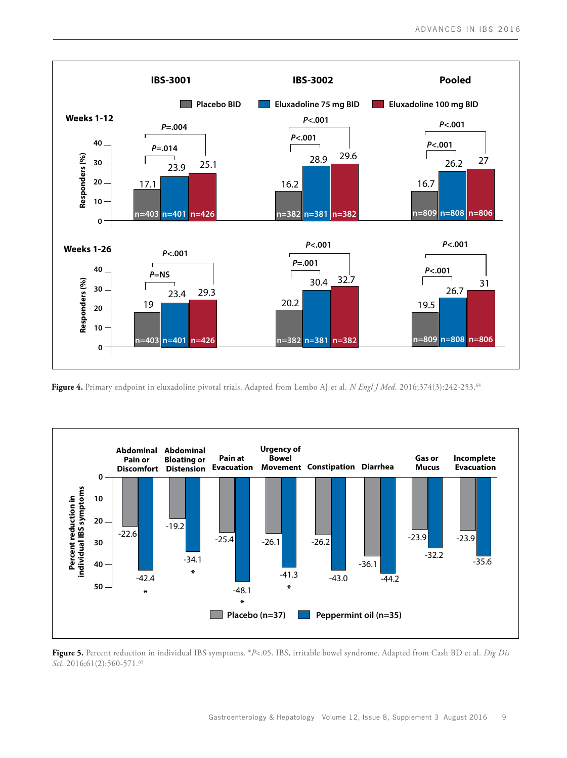**Figure 4.** Primary endpoint in eluxadoline pivotal trials. Adapted from Lembo AJ et al. *N Engl J Med*. 2016;374(3):242-253.[64]

**Figure 5.** Percent reduction in individual IBS symptoms. *P<.05. IBS, irritable bowel syndrome. Adapted from Cash BD et al. *Dig Dis Sci*. 2016;61(2):560-571.[65]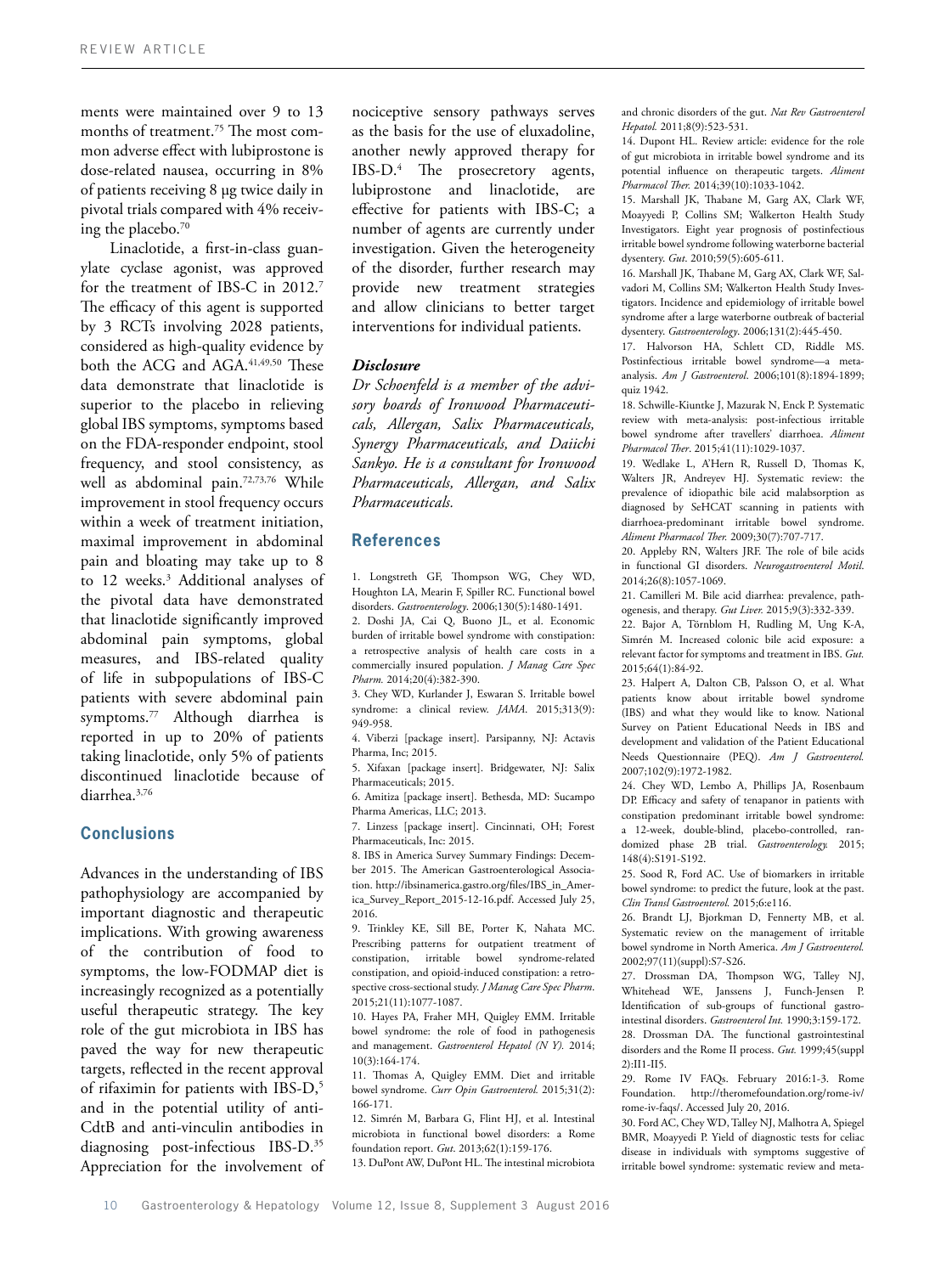ments were maintained over 9 to 13 months of treatment.[75] The most common adverse effect with lubiprostone is dose-related nausea, occurring in 8% of patients receiving 8 μg twice daily in pivotal trials compared with 4% receiving the placebo.[70]

Linaclotide, a first-in-class guanylate cyclase agonist, was approved for the treatment of IBS-C in 2012.[7] The efficacy of this agent is supported by 3 RCTs involving 2028 patients, considered as high-quality evidence by both the ACG and AGA.[41,49,50] These data demonstrate that linaclotide is superior to the placebo in relieving global IBS symptoms, symptoms based on the FDA-responder endpoint, stool frequency, and stool consistency, as well as abdominal pain.[72,73,76] While improvement in stool frequency occurs within a week of treatment initiation, maximal improvement in abdominal pain and bloating may take up to 8 to 12 weeks.[3] Additional analyses of the pivotal data have demonstrated that linaclotide significantly improved abdominal pain symptoms, global measures, and IBS-related quality of life in subpopulations of IBS-C patients with severe abdominal pain symptoms.[77] Although diarrhea is reported in up to 20% of patients taking linaclotide, only 5% of patients discontinued linaclotide because of diarrhea.[3,76]

## Conclusions

Advances in the understanding of IBS pathophysiology are accompanied by important diagnostic and therapeutic implications. With growing awareness of the contribution of food to symptoms, the low-FODMAP diet is increasingly recognized as a potentially useful therapeutic strategy. The key role of the gut microbiota in IBS has paved the way for new therapeutic targets, reflected in the recent approval of rifaximin for patients with IBS-D,[5] and in the potential utility of anti-CdtB and anti-vinculin antibodies in diagnosing post-infectious IBS-D.[35] Appreciation for the involvement of nociceptive sensory pathways serves as the basis for the use of eluxadoline, another newly approved therapy for IBS-D.[4] The prosecretory agents, lubiprostone and linaclotide, are effective for patients with IBS-C; a number of agents are currently under investigation. Given the heterogeneity of the disorder, further research may provide new treatment strategies and allow clinicians to better target interventions for individual patients.

### *Disclosure*

*Dr Schoenfeld is a member of the advisory boards of Ironwood Pharmaceuticals, Allergan, Salix Pharmaceuticals, Synergy Pharmaceuticals, and Daiichi Sankyo. He is a consultant for Ironwood Pharmaceuticals, Allergan, and Salix Pharmaceuticals.*

## References

1. Longstreth GF, Thompson WG, Chey WD, Houghton LA, Mearin F, Spiller RC. Functional bowel disorders. *Gastroenterology*. 2006;130(5):1480-1491.
2. Doshi JA, Cai Q, Buono JL, et al. Economic burden of irritable bowel syndrome with constipation: a retrospective analysis of health care costs in a commercially insured population. *J Manag Care Spec Pharm*. 2014;20(4):382-390.
3. Chey WD, Kurlander J, Eswaran S. Irritable bowel syndrome: a clinical review. *JAMA*. 2015;313(9):949-958.
4. Viberzi [package insert]. Parsipanny, NJ: Actavis Pharma, Inc; 2015.
5. Xifaxan [package insert]. Bridgewater, NJ: Salix Pharmaceuticals; 2015.
6. Amitiza [package insert]. Bethesda, MD: Sucampo Pharma Americas, LLC; 2013.
7. Linzess [package insert]. Cincinnati, OH; Forest Pharmaceuticals, Inc: 2015.
8. IBS in America Survey Summary Findings: December 2015. The American Gastroenterological Association. http://ibsinamerica.gastro.org/files/IBS_in_America_Survey_Report_2015-12-16.pdf. Accessed July 25, 2016.
9. Trinkley KE, Sill BE, Porter K, Nahata MC. Prescribing patterns for outpatient treatment of constipation, irritable bowel syndrome-related constipation, and opioid-induced constipation: a retrospective cross-sectional study. *J Manag Care Spec Pharm*. 2015;21(11):1077-1087.
10. Hayes PA, Fraher MH, Quigley EMM. Irritable bowel syndrome: the role of food in pathogenesis and management. *Gastroenterol Hepatol (N Y).* 2014;10(3):164-174.
11. Thomas A, Quigley EMM. Diet and irritable bowel syndrome. *Curr Opin Gastroenterol.* 2015;31(2):166-171.
12. Simrén M, Barbara G, Flint HJ, et al. Intestinal microbiota in functional bowel disorders: a Rome foundation report. *Gut*. 2013;62(1):159-176.
13. DuPont AW, DuPont HL. The intestinal microbiota and chronic disorders of the gut. *Nat Rev Gastroenterol Hepatol.* 2011;8(9):523-531.
14. Dupont HL. Review article: evidence for the role of gut microbiota in irritable bowel syndrome and its potential influence on therapeutic targets. *Aliment Pharmacol Ther.* 2014;39(10):1033-1042.
15. Marshall JK, Thabane M, Garg AX, Clark WF, Moayyedi P, Collins SM; Walkerton Health Study Investigators. Eight year prognosis of postinfectious irritable bowel syndrome following waterborne bacterial dysentery. *Gut*. 2010;59(5):605-611.
16. Marshall JK, Thabane M, Garg AX, Clark WF, Salvadori M, Collins SM; Walkerton Health Study Investigators. Incidence and epidemiology of irritable bowel syndrome after a large waterborne outbreak of bacterial dysentery. *Gastroenterology*. 2006;131(2):445-450.
17. Halvorson HA, Schlett CD, Riddle MS. Postinfectious irritable bowel syndrome—a meta-analysis. *Am J Gastroenterol*. 2006;101(8):1894-1899; quiz 1942.
18. Schwille-Kiuntke J, Mazurak N, Enck P. Systematic review with meta-analysis: post-infectious irritable bowel syndrome after travellers' diarrhoea. *Aliment Pharmacol Ther*. 2015;41(11):1029-1037.
19. Wedlake L, A'Hern R, Russell D, Thomas K, Walters JR, Andreyev HJ. Systematic review: the prevalence of idiopathic bile acid malabsorption as diagnosed by SeHCAT scanning in patients with diarrhoea-predominant irritable bowel syndrome. *Aliment Pharmacol Ther.* 2009;30(7):707-717.
20. Appleby RN, Walters JRF. The role of bile acids in functional GI disorders. *Neurogastroenterol Motil*. 2014;26(8):1057-1069.
21. Camilleri M. Bile acid diarrhea: prevalence, pathogenesis, and therapy. *Gut Liver.* 2015;9(3):332-339.
22. Bajor A, Törnblom H, Rudling M, Ung K-A, Simrén M. Increased colonic bile acid exposure: a relevant factor for symptoms and treatment in IBS. *Gut.* 2015;64(1):84-92.
23. Halpert A, Dalton CB, Palsson O, et al. What patients know about irritable bowel syndrome (IBS) and what they would like to know. National Survey on Patient Educational Needs in IBS and development and validation of the Patient Educational Needs Questionnaire (PEQ). *Am J Gastroenterol.* 2007;102(9):1972-1982.
24. Chey WD, Lembo A, Phillips JA, Rosenbaum DP. Efficacy and safety of tenapanor in patients with constipation predominant irritable bowel syndrome: a 12-week, double-blind, placebo-controlled, randomized phase 2B trial. *Gastroenterology.* 2015;148(4):S191-S192.
25. Sood R, Ford AC. Use of biomarkers in irritable bowel syndrome: to predict the future, look at the past. *Clin Transl Gastroenterol.* 2015;6:e116.
26. Brandt LJ, Bjorkman D, Fennerty MB, et al. Systematic review on the management of irritable bowel syndrome in North America. *Am J Gastroenterol.* 2002;97(11)(suppl):S7-S26.
27. Drossman DA, Thompson WG, Talley NJ, Whitehead WE, Janssens J, Funch-Jensen P. Identification of sub-groups of functional gastrointestinal disorders. *Gastroenterol Int.* 1990;3:159-172.
28. Drossman DA. The functional gastrointestinal disorders and the Rome II process. *Gut*. 1999;45(suppl 2):II1-II5.
29. Rome IV FAQs. February 2016:1-3. Rome Foundation. http://theromefoundation.org/rome-iv/rome-iv-faqs/. Accessed July 20, 2016.
30. Ford AC, Chey WD, Talley NJ, Malhotra A, Spiegel BMR, Moayyedi P. Yield of diagnostic tests for celiac disease in individuals with symptoms suggestive of irritable bowel syndrome: systematic review and meta-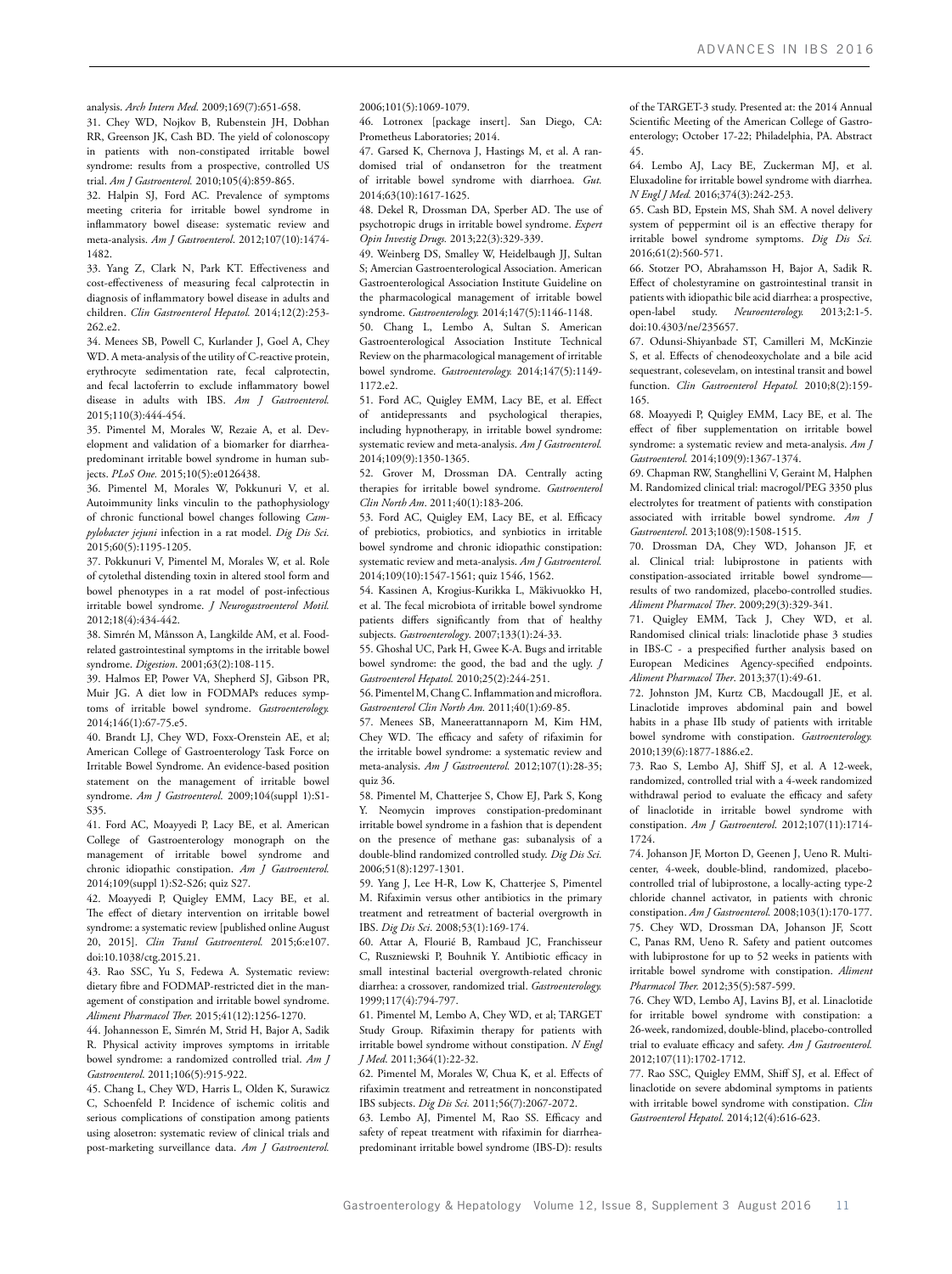analysis. *Arch Intern Med.* 2009;169(7):651-658.

31. Chey WD, Nojkov B, Rubenstein JH, Dobhan RR, Greenson JK, Cash BD. The yield of colonoscopy in patients with non-constipated irritable bowel syndrome: results from a prospective, controlled US trial. *Am J Gastroenterol.* 2010;105(4):859-865.

32. Halpin SJ, Ford AC. Prevalence of symptoms meeting criteria for irritable bowel syndrome in inflammatory bowel disease: systematic review and meta-analysis. *Am J Gastroenterol.* 2012;107(10):1474-1482.

33. Yang Z, Clark N, Park KT. Effectiveness and cost-effectiveness of measuring fecal calprotectin in diagnosis of inflammatory bowel disease in adults and children. *Clin Gastroenterol Hepatol.* 2014;12(2):253-262.e2.

34. Menees SB, Powell C, Kurlander J, Goel A, Chey WD. A meta-analysis of the utility of C-reactive protein, erythrocyte sedimentation rate, fecal calprotectin, and fecal lactoferrin to exclude inflammatory bowel disease in adults with IBS. *Am J Gastroenterol.* 2015;110(3):444-454.

35. Pimentel M, Morales W, Rezaie A, et al. Development and validation of a biomarker for diarrhea-predominant irritable bowel syndrome in human subjects. *PLoS One.* 2015;10(5):e0126438.

36. Pimentel M, Morales W, Pokkunuri V, et al. Autoimmunity links vinculin to the pathophysiology of chronic functional bowel changes following *Campylobacter jejuni* infection in a rat model. *Dig Dis Sci.* 2015;60(5):1195-1205.

37. Pokkunuri V, Pimentel M, Morales W, et al. Role of cytolethal distending toxin in altered stool form and bowel phenotypes in a rat model of post-infectious irritable bowel syndrome. *J Neurogastroenterol Motil.* 2012;18(4):434-442.

38. Simrén M, Månsson A, Langkilde AM, et al. Food-related gastrointestinal symptoms in the irritable bowel syndrome. *Digestion*. 2001;63(2):108-115.

39. Halmos EP, Power VA, Shepherd SJ, Gibson PR, Muir JG. A diet low in FODMAPs reduces symptoms of irritable bowel syndrome. *Gastroenterology.* 2014;146(1):67-75.e5.

40. Brandt LJ, Chey WD, Foxx-Orenstein AE, et al; American College of Gastroenterology Task Force on Irritable Bowel Syndrome. An evidence-based position statement on the management of irritable bowel syndrome. *Am J Gastroenterol*. 2009;104(suppl 1):S1-S35.

41. Ford AC, Moayyedi P, Lacy BE, et al. American College of Gastroenterology monograph on the management of irritable bowel syndrome and chronic idiopathic constipation. *Am J Gastroenterol.* 2014;109(suppl 1):S2-S26; quiz S27.

42. Moayyedi P, Quigley EMM, Lacy BE, et al. The effect of dietary intervention on irritable bowel syndrome: a systematic review [published online August 20, 2015]. *Clin Transl Gastroenterol.* 2015;6:e107. doi:10.1038/ctg.2015.21.

43. Rao SSC, Yu S, Fedewa A. Systematic review: dietary fibre and FODMAP-restricted diet in the management of constipation and irritable bowel syndrome. *Aliment Pharmacol Ther.* 2015;41(12):1256-1270.

44. Johannesson E, Simrén M, Strid H, Bajor A, Sadik R. Physical activity improves symptoms in irritable bowel syndrome: a randomized controlled trial. *Am J Gastroenterol.* 2011;106(5):915-922.

45. Chang L, Chey WD, Harris L, Olden K, Surawicz C, Schoenfeld P. Incidence of ischemic colitis and serious complications of constipation among patients using alosetron: systematic review of clinical trials and post-marketing surveillance data. *Am J Gastroenterol.* 2006;101(5):1069-1079.

46. Lotronex [package insert]. San Diego, CA: Prometheus Laboratories; 2014.

47. Garsed K, Chernova J, Hastings M, et al. A randomised trial of ondansetron for the treatment of irritable bowel syndrome with diarrhoea. *Gut.* 2014;63(10):1617-1625.

48. Dekel R, Drossman DA, Sperber AD. The use of psychotropic drugs in irritable bowel syndrome. *Expert Opin Investig Drugs.* 2013;22(3):329-339.

49. Weinberg DS, Smalley W, Heidelbaugh JJ, Sultan S; Amercian Gastroenterological Association. American Gastroenterological Association Institute Guideline on the pharmacological management of irritable bowel syndrome. *Gastroenterology.* 2014;147(5):1146-1148.

50. Chang L, Lembo A, Sultan S. American Gastroenterological Association Institute Technical Review on the pharmacological management of irritable bowel syndrome. *Gastroenterology.* 2014;147(5):1149-1172.e2.

51. Ford AC, Quigley EMM, Lacy BE, et al. Effect of antidepressants and psychological therapies, including hypnotherapy, in irritable bowel syndrome: systematic review and meta-analysis. *Am J Gastroenterol.* 2014;109(9):1350-1365.

52. Grover M, Drossman DA. Centrally acting therapies for irritable bowel syndrome. *Gastroenterol Clin North Am*. 2011;40(1):183-206.

53. Ford AC, Quigley EM, Lacy BE, et al. Efficacy of prebiotics, probiotics, and synbiotics in irritable bowel syndrome and chronic idiopathic constipation: systematic review and meta-analysis. *Am J Gastroenterol.* 2014;109(10):1547-1561; quiz 1546, 1562.

54. Kassinen A, Krogius-Kurikka L, Mäkivuokko H, et al. The fecal microbiota of irritable bowel syndrome patients differs significantly from that of healthy subjects. *Gastroenterology*. 2007;133(1):24-33.

55. Ghoshal UC, Park H, Gwee K-A. Bugs and irritable bowel syndrome: the good, the bad and the ugly. *J Gastroenterol Hepatol.* 2010;25(2):244-251.

56. Pimentel M, Chang C. Inflammation and microflora. *Gastroenterol Clin North Am.* 2011;40(1):69-85.

57. Menees SB, Maneerattannaporn M, Kim HM, Chey WD. The efficacy and safety of rifaximin for the irritable bowel syndrome: a systematic review and meta-analysis. *Am J Gastroenterol.* 2012;107(1):28-35; quiz 36.

58. Pimentel M, Chatterjee S, Chow EJ, Park S, Kong Y. Neomycin improves constipation-predominant irritable bowel syndrome in a fashion that is dependent on the presence of methane gas: subanalysis of a double-blind randomized controlled study. *Dig Dis Sci.* 2006;51(8):1297-1301.

59. Yang J, Lee H-R, Low K, Chatterjee S, Pimentel M. Rifaximin versus other antibiotics in the primary treatment and retreatment of bacterial overgrowth in IBS. *Dig Dis Sci*. 2008;53(1):169-174.

60. Attar A, Flourié B, Rambaud JC, Franchisseur C, Ruszniewski P, Bouhnik Y. Antibiotic efficacy in small intestinal bacterial overgrowth-related chronic diarrhea: a crossover, randomized trial. *Gastroenterology.* 1999;117(4):794-797.

61. Pimentel M, Lembo A, Chey WD, et al; TARGET Study Group. Rifaximin therapy for patients with irritable bowel syndrome without constipation. *N Engl J Med*. 2011;364(1):22-32.

62. Pimentel M, Morales W, Chua K, et al. Effects of rifaximin treatment and retreatment in nonconstipated IBS subjects. *Dig Dis Sci.* 2011;56(7):2067-2072.

63. Lembo AJ, Pimentel M, Rao SS. Efficacy and safety of repeat treatment with rifaximin for diarrhea-predominant irritable bowel syndrome (IBS-D): results of the TARGET-3 study. Presented at: the 2014 Annual Scientific Meeting of the American College of Gastroenterology; October 17-22; Philadelphia, PA. Abstract 45.

64. Lembo AJ, Lacy BE, Zuckerman MJ, et al. Eluxadoline for irritable bowel syndrome with diarrhea. *N Engl J Med.* 2016;374(3):242-253.

65. Cash BD, Epstein MS, Shah SM. A novel delivery system of peppermint oil is an effective therapy for irritable bowel syndrome symptoms. *Dig Dis Sci.* 2016;61(2):560-571.

66. Stotzer PO, Abrahamsson H, Bajor A, Sadik R. Effect of cholestyramine on gastrointestinal transit in patients with idiopathic bile acid diarrhea: a prospective, open-label study. *Neuroenterology.* 2013;2:1-5. doi:10.4303/ne/235657.

67. Odunsi-Shiyanbade ST, Camilleri M, McKinzie S, et al. Effects of chenodeoxycholate and a bile acid sequestrant, colesevelam, on intestinal transit and bowel function. *Clin Gastroenterol Hepatol.* 2010;8(2):159-165.

68. Moayyedi P, Quigley EMM, Lacy BE, et al. The effect of fiber supplementation on irritable bowel syndrome: a systematic review and meta-analysis. *Am J Gastroenterol.* 2014;109(9):1367-1374.

69. Chapman RW, Stanghellini V, Geraint M, Halphen M. Randomized clinical trial: macrogol/PEG 3350 plus electrolytes for treatment of patients with constipation associated with irritable bowel syndrome. *Am J Gastroenterol.* 2013;108(9):1508-1515.

70. Drossman DA, Chey WD, Johanson JF, et al. Clinical trial: lubiprostone in patients with constipation-associated irritable bowel syndrome—results of two randomized, placebo-controlled studies. *Aliment Pharmacol Ther*. 2009;29(3):329-341.

71. Quigley EMM, Tack J, Chey WD, et al. Randomised clinical trials: linaclotide phase 3 studies in IBS-C - a prespecified further analysis based on European Medicines Agency-specified endpoints. *Aliment Pharmacol Ther*. 2013;37(1):49-61.

72. Johnston JM, Kurtz CB, Macdougall JE, et al. Linaclotide improves abdominal pain and bowel habits in a phase IIb study of patients with irritable bowel syndrome with constipation. *Gastroenterology.* 2010;139(6):1877-1886.e2.

73. Rao S, Lembo AJ, Shiff SJ, et al. A 12-week, randomized, controlled trial with a 4-week randomized withdrawal period to evaluate the efficacy and safety of linaclotide in irritable bowel syndrome with constipation. *Am J Gastroenterol.* 2012;107(11):1714-1724.

74. Johanson JF, Morton D, Geenen J, Ueno R. Multicenter, 4-week, double-blind, randomized, placebo-controlled trial of lubiprostone, a locally-acting type-2 chloride channel activator, in patients with chronic constipation. *Am J Gastroenterol.* 2008;103(1):170-177.

75. Chey WD, Drossman DA, Johanson JF, Scott C, Panas RM, Ueno R. Safety and patient outcomes with lubiprostone for up to 52 weeks in patients with irritable bowel syndrome with constipation. *Aliment Pharmacol Ther.* 2012;35(5):587-599.

76. Chey WD, Lembo AJ, Lavins BJ, et al. Linaclotide for irritable bowel syndrome with constipation: a 26-week, randomized, double-blind, placebo-controlled trial to evaluate efficacy and safety. *Am J Gastroenterol.* 2012;107(11):1702-1712.

77. Rao SSC, Quigley EMM, Shiff SJ, et al. Effect of linaclotide on severe abdominal symptoms in patients with irritable bowel syndrome with constipation. *Clin Gastroenterol Hepatol*. 2014;12(4):616-623.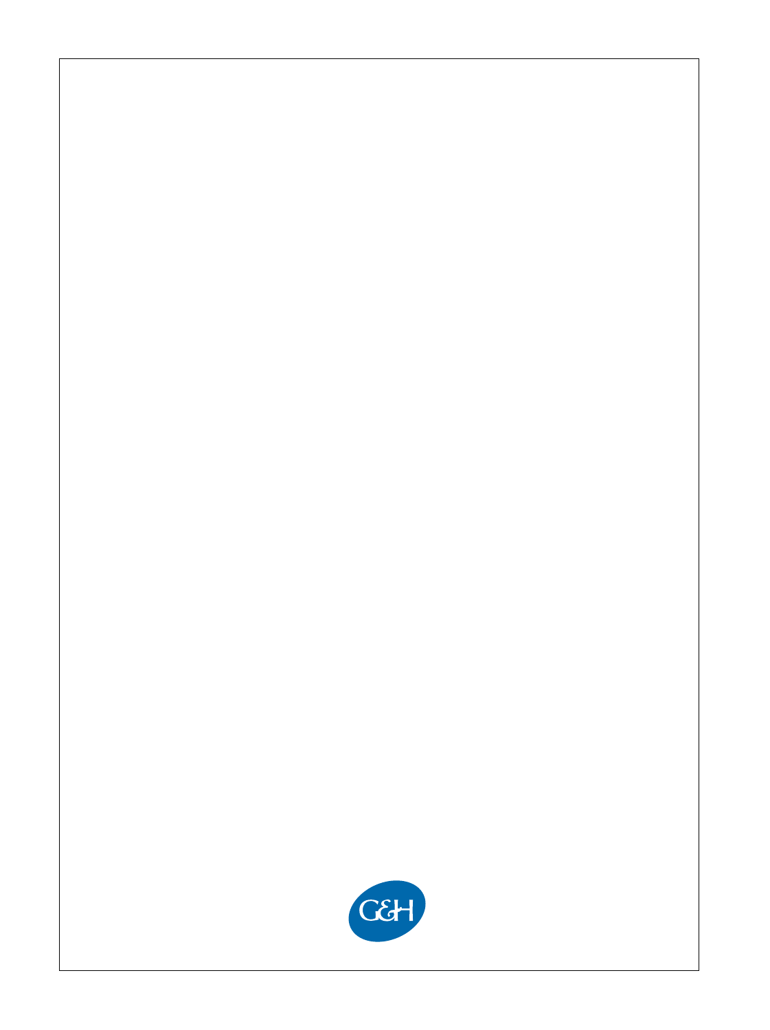G&H